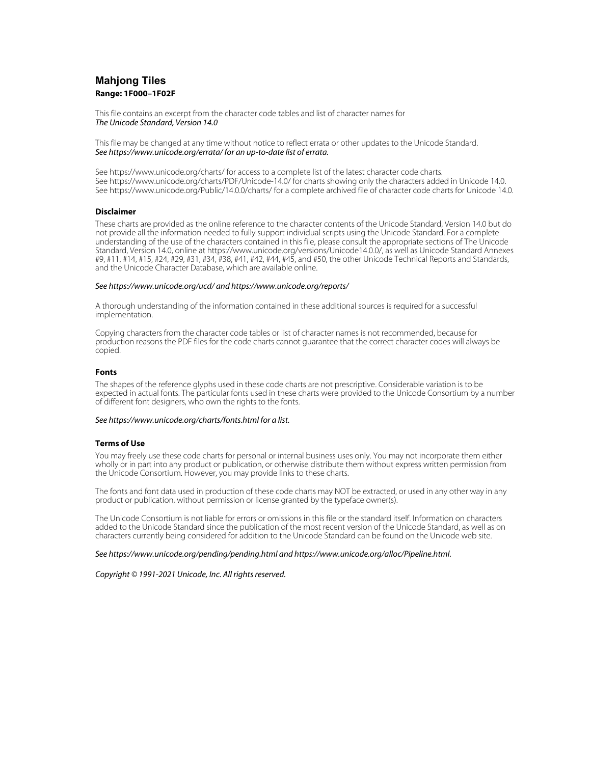# Mahjong Tiles

**Range: 1F000–1F02F**

This file contains an excerpt from the character code tables and list of character names for
*The Unicode Standard, Version 14.0*

This file may be changed at any time without notice to reflect errata or other updates to the Unicode Standard.
*See https://www.unicode.org/errata/ for an up-to-date list of errata.*

See https://www.unicode.org/charts/ for access to a complete list of the latest character code charts.
See https://www.unicode.org/charts/PDF/Unicode-14.0/ for charts showing only the characters added in Unicode 14.0.
See https://www.unicode.org/Public/14.0.0/charts/ for a complete archived file of character code charts for Unicode 14.0.

### Disclaimer

These charts are provided as the online reference to the character contents of the Unicode Standard, Version 14.0 but do not provide all the information needed to fully support individual scripts using the Unicode Standard. For a complete understanding of the use of the characters contained in this file, please consult the appropriate sections of The Unicode Standard, Version 14.0, online at https://www.unicode.org/versions/Unicode14.0.0/, as well as Unicode Standard Annexes #9, #11, #14, #15, #24, #29, #31, #34, #38, #41, #42, #44, #45, and #50, the other Unicode Technical Reports and Standards, and the Unicode Character Database, which are available online.

*See https://www.unicode.org/ucd/ and https://www.unicode.org/reports/*

A thorough understanding of the information contained in these additional sources is required for a successful implementation.

Copying characters from the character code tables or list of character names is not recommended, because for production reasons the PDF files for the code charts cannot guarantee that the correct character codes will always be copied.

### Fonts

The shapes of the reference glyphs used in these code charts are not prescriptive. Considerable variation is to be expected in actual fonts. The particular fonts used in these charts were provided to the Unicode Consortium by a number of different font designers, who own the rights to the fonts.

*See https://www.unicode.org/charts/fonts.html for a list.*

### Terms of Use

You may freely use these code charts for personal or internal business uses only. You may not incorporate them either wholly or in part into any product or publication, or otherwise distribute them without express written permission from the Unicode Consortium. However, you may provide links to these charts.

The fonts and font data used in production of these code charts may NOT be extracted, or used in any other way in any product or publication, without permission or license granted by the typeface owner(s).

The Unicode Consortium is not liable for errors or omissions in this file or the standard itself. Information on characters added to the Unicode Standard since the publication of the most recent version of the Unicode Standard, as well as on characters currently being considered for addition to the Unicode Standard can be found on the Unicode web site.

*See https://www.unicode.org/pending/pending.html and https://www.unicode.org/alloc/Pipeline.html.*

*Copyright © 1991-2021 Unicode, Inc. All rights reserved.*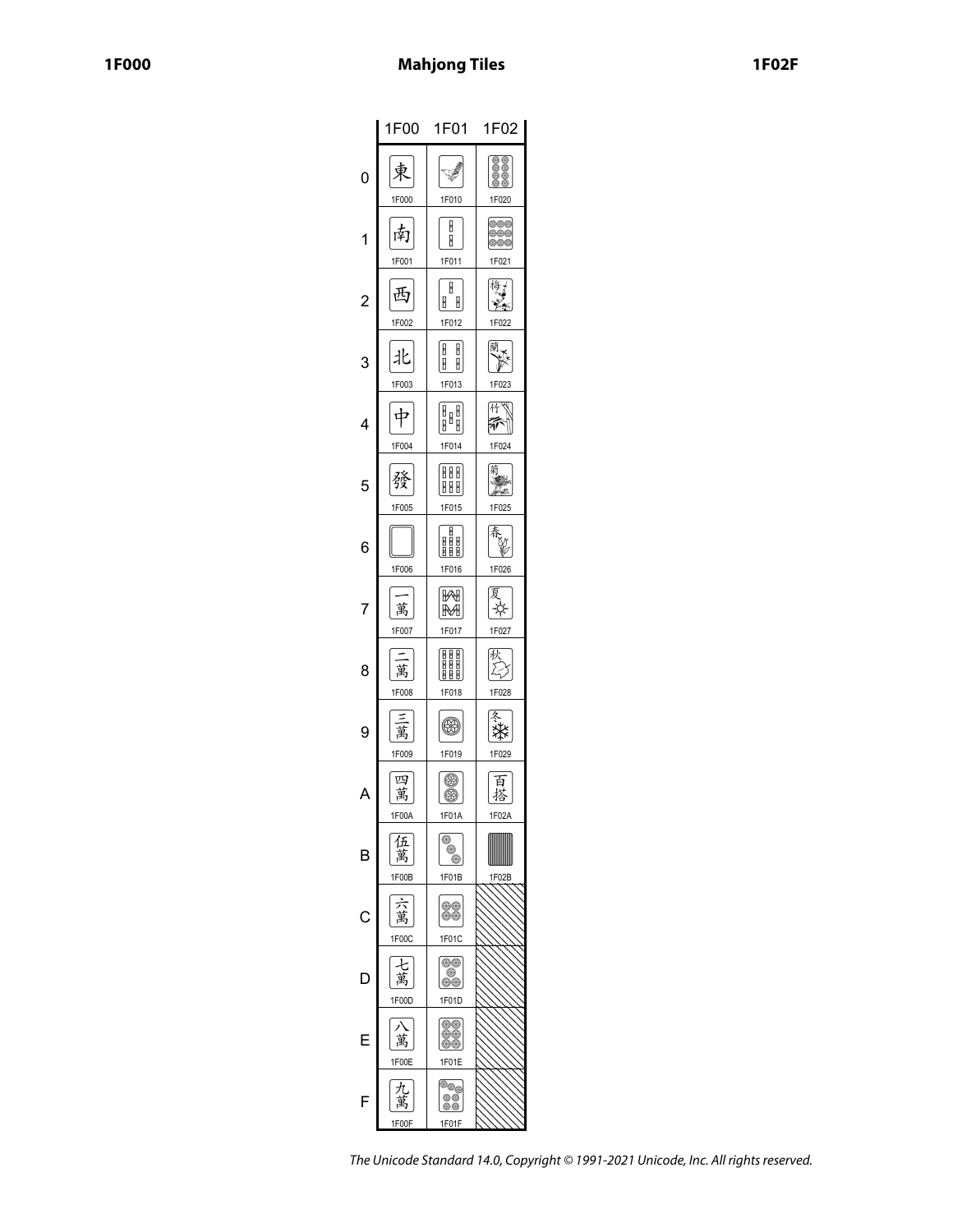| | 1F00 | 1F01 | 1F02 |
|---|---|---|---|
| 0 | 東 1F000 | 1F010 | 1F020 |
| 1 | 南 1F001 | 1F011 | 1F021 |
| 2 | 西 1F002 | 1F012 | 梅 1F022 |
| 3 | 北 1F003 | 1F013 | 蘭 1F023 |
| 4 | 中 1F004 | 1F014 | 竹 1F024 |
| 5 | 發 1F005 | 1F015 | 菊 1F025 |
| 6 | 1F006 | 1F016 | 春 1F026 |
| 7 | 一萬 1F007 | 1F017 | 夏 1F027 |
| 8 | 二萬 1F008 | 1F018 | 秋 1F028 |
| 9 | 三萬 1F009 | 1F019 | 冬 1F029 |
| A | 四萬 1F00A | 1F01A | 百搭 1F02A |
| B | 伍萬 1F00B | 1F01B | 1F02B |
| C | 六萬 1F00C | 1F01C | |
| D | 七萬 1F00D | 1F01D | |
| E | 八萬 1F00E | 1F01E | |
| F | 九萬 1F00F | 1F01F | |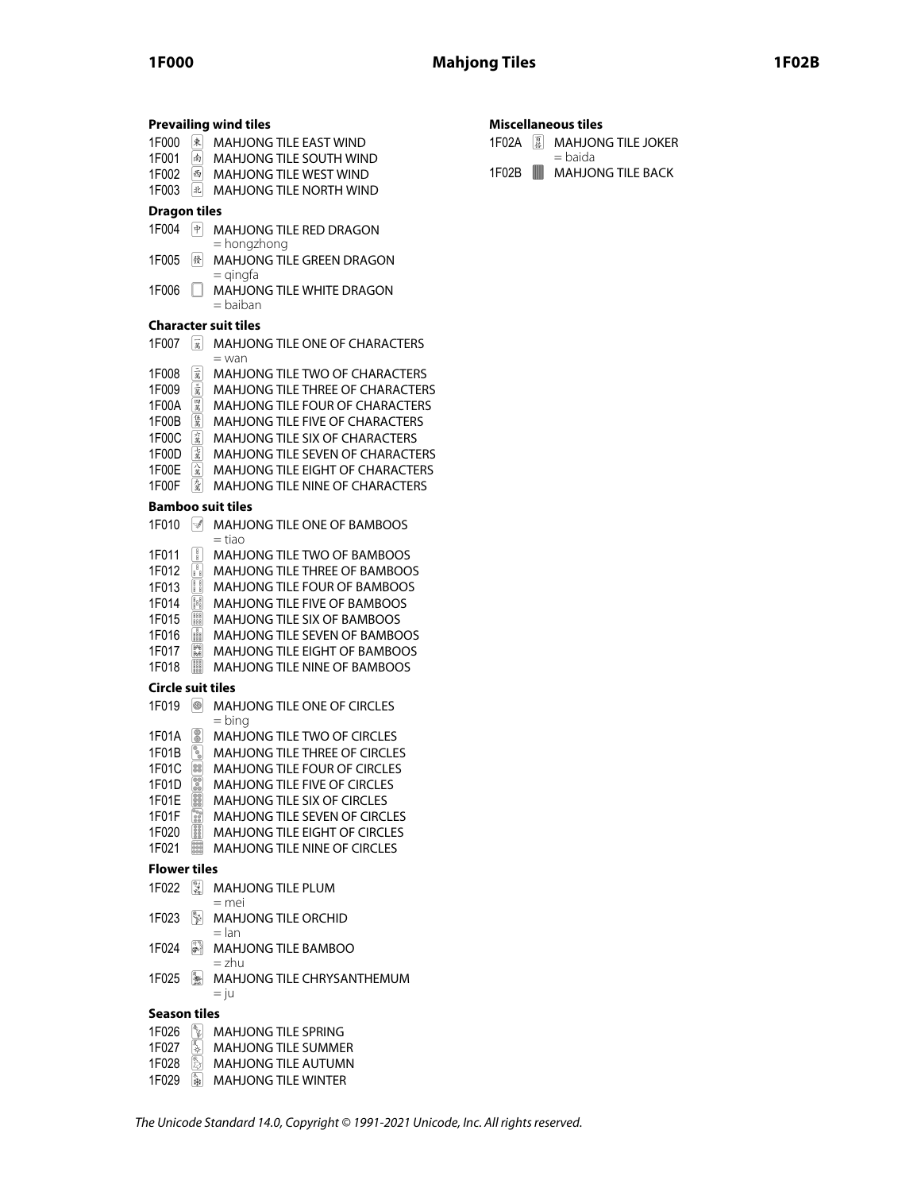### Prevailing wind tiles

1F000 🀀 MAHJONG TILE EAST WIND
1F001 🀁 MAHJONG TILE SOUTH WIND
1F002 🀂 MAHJONG TILE WEST WIND
1F003 🀃 MAHJONG TILE NORTH WIND

### Dragon tiles

1F004 🀄 MAHJONG TILE RED DRAGON
= hongzhong
1F005 🀅 MAHJONG TILE GREEN DRAGON
= qingfa
1F006 🀆 MAHJONG TILE WHITE DRAGON
= baiban

### Character suit tiles

1F007 🀇 MAHJONG TILE ONE OF CHARACTERS
= wan
1F008 🀈 MAHJONG TILE TWO OF CHARACTERS
1F009 🀉 MAHJONG TILE THREE OF CHARACTERS
1F00A 🀊 MAHJONG TILE FOUR OF CHARACTERS
1F00B 🀋 MAHJONG TILE FIVE OF CHARACTERS
1F00C 🀌 MAHJONG TILE SIX OF CHARACTERS
1F00D 🀍 MAHJONG TILE SEVEN OF CHARACTERS
1F00E 🀎 MAHJONG TILE EIGHT OF CHARACTERS
1F00F 🀏 MAHJONG TILE NINE OF CHARACTERS

### Bamboo suit tiles

1F010 🀐 MAHJONG TILE ONE OF BAMBOOS
= tiao
1F011 🀑 MAHJONG TILE TWO OF BAMBOOS
1F012 🀒 MAHJONG TILE THREE OF BAMBOOS
1F013 🀓 MAHJONG TILE FOUR OF BAMBOOS
1F014 🀔 MAHJONG TILE FIVE OF BAMBOOS
1F015 🀕 MAHJONG TILE SIX OF BAMBOOS
1F016 🀖 MAHJONG TILE SEVEN OF BAMBOOS
1F017 🀗 MAHJONG TILE EIGHT OF BAMBOOS
1F018 🀘 MAHJONG TILE NINE OF BAMBOOS

### Circle suit tiles

1F019 🀙 MAHJONG TILE ONE OF CIRCLES
= bing
1F01A 🀚 MAHJONG TILE TWO OF CIRCLES
1F01B 🀛 MAHJONG TILE THREE OF CIRCLES
1F01C 🀜 MAHJONG TILE FOUR OF CIRCLES
1F01D 🀝 MAHJONG TILE FIVE OF CIRCLES
1F01E 🀞 MAHJONG TILE SIX OF CIRCLES
1F01F 🀟 MAHJONG TILE SEVEN OF CIRCLES
1F020 🀠 MAHJONG TILE EIGHT OF CIRCLES
1F021 🀡 MAHJONG TILE NINE OF CIRCLES

### Flower tiles

1F022 🀢 MAHJONG TILE PLUM
= mei
1F023 🀣 MAHJONG TILE ORCHID
= lan
1F024 🀤 MAHJONG TILE BAMBOO
= zhu
1F025 🀥 MAHJONG TILE CHRYSANTHEMUM
= ju

### Season tiles

1F026 🀦 MAHJONG TILE SPRING
1F027 🀧 MAHJONG TILE SUMMER
1F028 🀨 MAHJONG TILE AUTUMN
1F029 🀩 MAHJONG TILE WINTER

### Miscellaneous tiles

1F02A 🀪 MAHJONG TILE JOKER
= baida
1F02B 🀫 MAHJONG TILE BACK